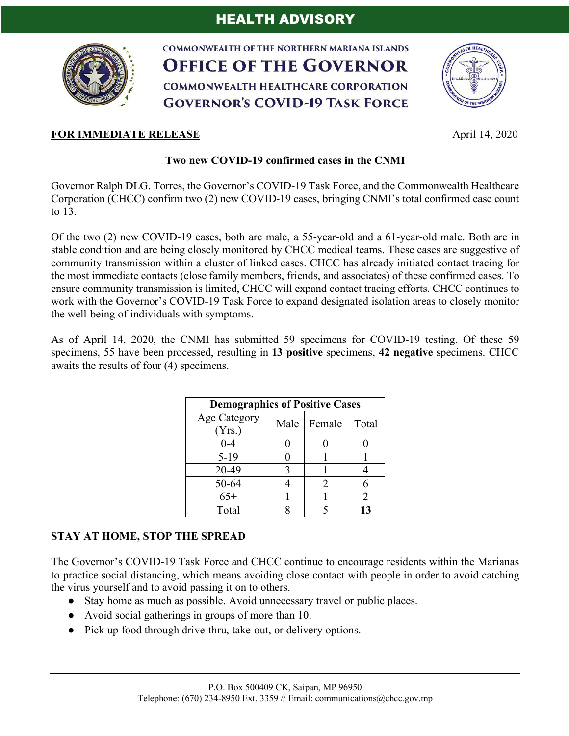# HEALTH ADVISORY

COMMONWEALTH OF THE NORTHERN MARIANA ISLANDS

**OFFICE OF THE GOVERNOR**

COMMONWEALTH HEALTHCARE CORPORATION

**GOVERNOR'S COVID-19 TASK FORCE**

**FOR IMMEDIATE RELEASE** April 14, 2020

## Two new COVID-19 confirmed cases in the CNMI

Governor Ralph DLG. Torres, the Governor's COVID-19 Task Force, and the Commonwealth Healthcare Corporation (CHCC) confirm two (2) new COVID-19 cases, bringing CNMI's total confirmed case count to 13.

Of the two (2) new COVID-19 cases, both are male, a 55-year-old and a 61-year-old male. Both are in stable condition and are being closely monitored by CHCC medical teams. These cases are suggestive of community transmission within a cluster of linked cases. CHCC has already initiated contact tracing for the most immediate contacts (close family members, friends, and associates) of these confirmed cases. To ensure community transmission is limited, CHCC will expand contact tracing efforts. CHCC continues to work with the Governor's COVID-19 Task Force to expand designated isolation areas to closely monitor the well-being of individuals with symptoms.

As of April 14, 2020, the CNMI has submitted 59 specimens for COVID-19 testing. Of these 59 specimens, 55 have been processed, resulting in **13 positive** specimens, **42 negative** specimens. CHCC awaits the results of four (4) specimens.

| **Demographics of Positive Cases** | | | |
|---|---|---|---|
| Age Category (Yrs.) | Male | Female | Total |
| 0-4 | 0 | 0 | 0 |
| 5-19 | 0 | 1 | 1 |
| 20-49 | 3 | 1 | 4 |
| 50-64 | 4 | 2 | 6 |
| 65+ | 1 | 1 | 2 |
| Total | 8 | 5 | **13** |

## STAY AT HOME, STOP THE SPREAD

The Governor's COVID-19 Task Force and CHCC continue to encourage residents within the Marianas to practice social distancing, which means avoiding close contact with people in order to avoid catching the virus yourself and to avoid passing it on to others.

- Stay home as much as possible. Avoid unnecessary travel or public places.
- Avoid social gatherings in groups of more than 10.
- Pick up food through drive-thru, take-out, or delivery options.

P.O. Box 500409 CK, Saipan, MP 96950
Telephone: (670) 234-8950 Ext. 3359 // Email: communications@chcc.gov.mp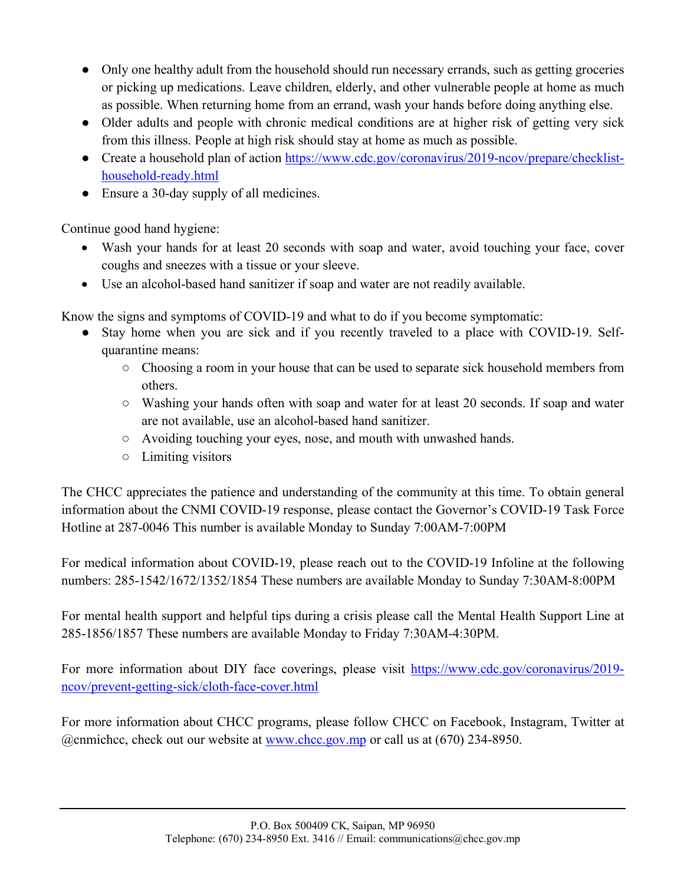- Only one healthy adult from the household should run necessary errands, such as getting groceries or picking up medications. Leave children, elderly, and other vulnerable people at home as much as possible. When returning home from an errand, wash your hands before doing anything else.
- Older adults and people with chronic medical conditions are at higher risk of getting very sick from this illness. People at high risk should stay at home as much as possible.
- Create a household plan of action [https://www.cdc.gov/coronavirus/2019-ncov/prepare/checklist-household-ready.html](https://www.cdc.gov/coronavirus/2019-ncov/prepare/checklist-household-ready.html)
- Ensure a 30-day supply of all medicines.

Continue good hand hygiene:

- Wash your hands for at least 20 seconds with soap and water, avoid touching your face, cover coughs and sneezes with a tissue or your sleeve.
- Use an alcohol-based hand sanitizer if soap and water are not readily available.

Know the signs and symptoms of COVID-19 and what to do if you become symptomatic:

- Stay home when you are sick and if you recently traveled to a place with COVID-19. Self-quarantine means:
  - Choosing a room in your house that can be used to separate sick household members from others.
  - Washing your hands often with soap and water for at least 20 seconds. If soap and water are not available, use an alcohol-based hand sanitizer.
  - Avoiding touching your eyes, nose, and mouth with unwashed hands.
  - Limiting visitors

The CHCC appreciates the patience and understanding of the community at this time. To obtain general information about the CNMI COVID-19 response, please contact the Governor's COVID-19 Task Force Hotline at 287-0046 This number is available Monday to Sunday 7:00AM-7:00PM

For medical information about COVID-19, please reach out to the COVID-19 Infoline at the following numbers: 285-1542/1672/1352/1854 These numbers are available Monday to Sunday 7:30AM-8:00PM

For mental health support and helpful tips during a crisis please call the Mental Health Support Line at 285-1856/1857 These numbers are available Monday to Friday 7:30AM-4:30PM.

For more information about DIY face coverings, please visit [https://www.cdc.gov/coronavirus/2019-ncov/prevent-getting-sick/cloth-face-cover.html](https://www.cdc.gov/coronavirus/2019-ncov/prevent-getting-sick/cloth-face-cover.html)

For more information about CHCC programs, please follow CHCC on Facebook, Instagram, Twitter at @cnmichcc, check out our website at [www.chcc.gov.mp](www.chcc.gov.mp) or call us at (670) 234-8950.

P.O. Box 500409 CK, Saipan, MP 96950
Telephone: (670) 234-8950 Ext. 3416 // Email: communications@chcc.gov.mp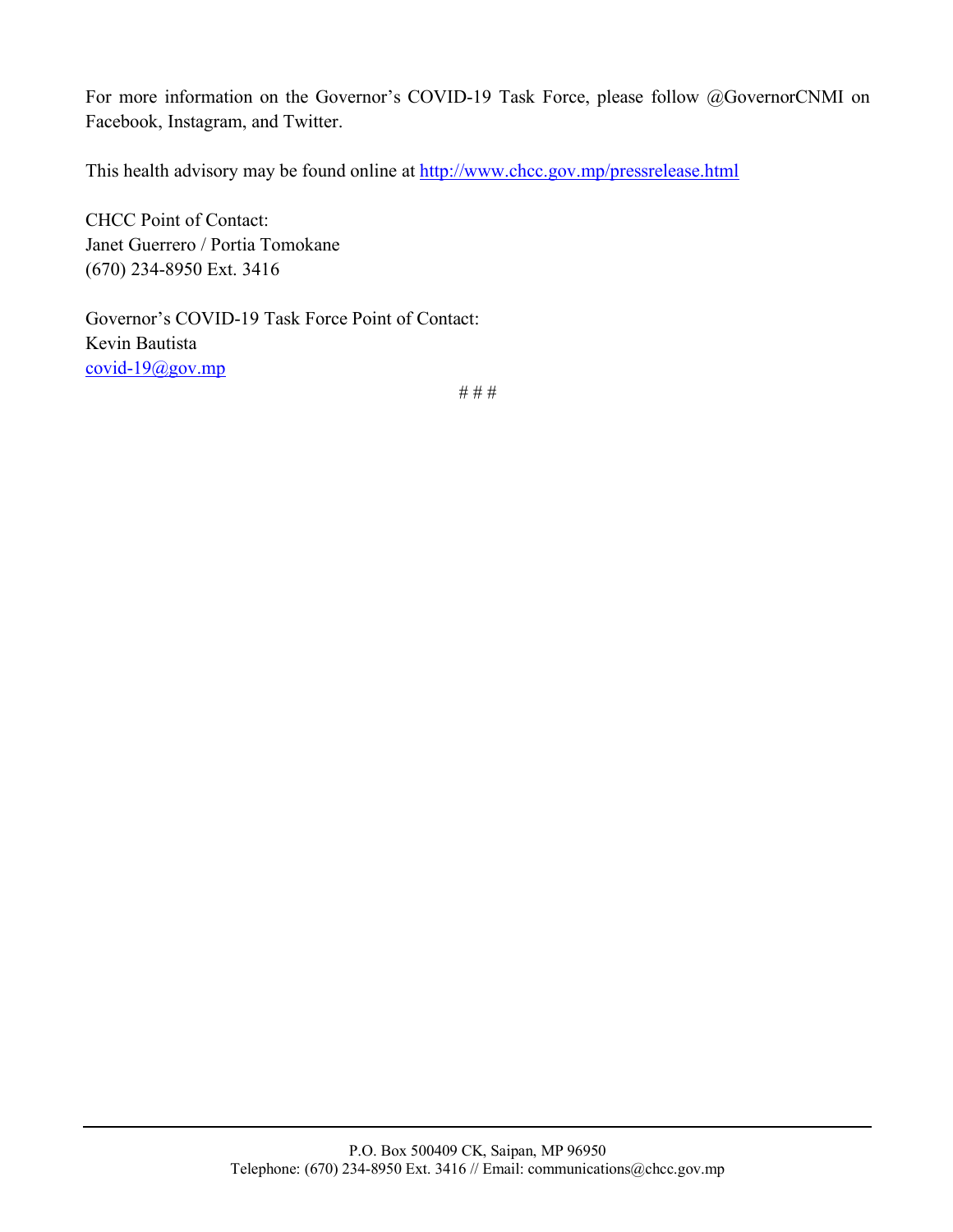For more information on the Governor's COVID-19 Task Force, please follow @GovernorCNMI on Facebook, Instagram, and Twitter.

This health advisory may be found online at http://www.chcc.gov.mp/pressrelease.html

CHCC Point of Contact:
Janet Guerrero / Portia Tomokane
(670) 234-8950 Ext. 3416

Governor's COVID-19 Task Force Point of Contact:
Kevin Bautista
covid-19@gov.mp

# # #

P.O. Box 500409 CK, Saipan, MP 96950
Telephone: (670) 234-8950 Ext. 3416 // Email: communications@chcc.gov.mp